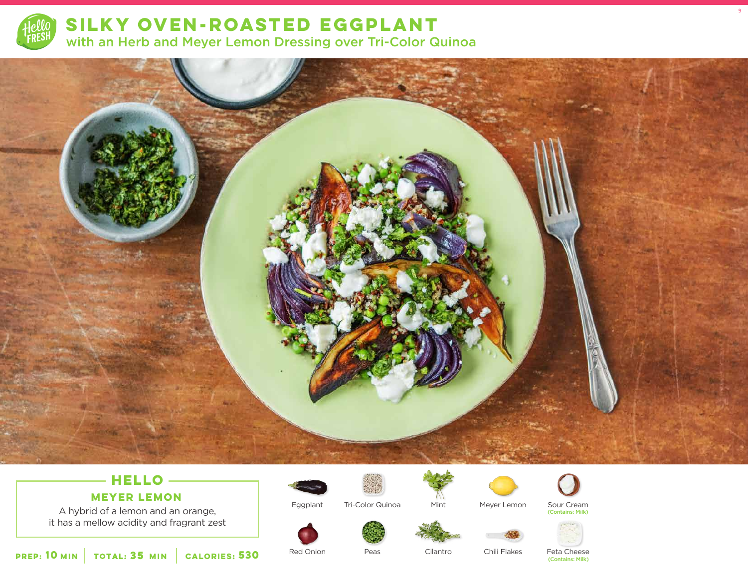# SILKY OVEN-ROASTED EGGPLANT

## with an Herb and Meyer Lemon Dressing over Tri-Color Quinoa

### HELLO

**MEYER LEMON**

A hybrid of a lemon and an orange, it has a mellow acidity and fragrant zest

**PREP: 10 MIN** | **TOTAL: 35 MIN** | **CALORIES: 530**

- Eggplant
- Tri-Color Quinoa
- Mint
- Meyer Lemon
- Sour Cream (Contains: Milk)
- Red Onion
- Peas
- Cilantro
- Chili Flakes
- Feta Cheese (Contains: Milk)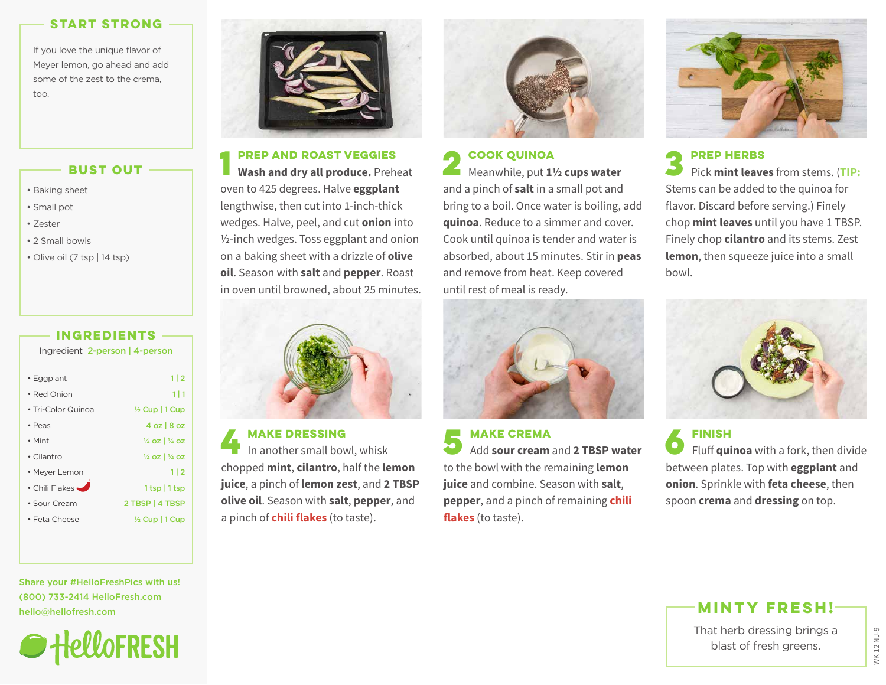## START STRONG

If you love the unique flavor of Meyer lemon, go ahead and add some of the zest to the crema, too.

## BUST OUT

- Baking sheet
- Small pot
- Zester
- 2 Small bowls
- Olive oil (7 tsp | 14 tsp)

## INGREDIENTS

| Ingredient | 2-person \| 4-person |
| --- | --- |
| Eggplant | 1 \| 2 |
| Red Onion | 1 \| 1 |
| Tri-Color Quinoa | ½ Cup \| 1 Cup |
| Peas | 4 oz \| 8 oz |
| Mint | ¼ oz \| ¼ oz |
| Cilantro | ¼ oz \| ¼ oz |
| Meyer Lemon | 1 \| 2 |
| Chili Flakes | 1 tsp \| 1 tsp |
| Sour Cream | 2 TBSP \| 4 TBSP |
| Feta Cheese | ½ Cup \| 1 Cup |

Share your #HelloFreshPics with us!
(800) 733-2414 HelloFresh.com
hello@hellofresh.com

HelloFRESH

### 1 PREP AND ROAST VEGGIES

**Wash and dry all produce.** Preheat oven to 425 degrees. Halve **eggplant** lengthwise, then cut into 1-inch-thick wedges. Halve, peel, and cut **onion** into ½-inch wedges. Toss eggplant and onion on a baking sheet with a drizzle of **olive oil**. Season with **salt** and **pepper**. Roast in oven until browned, about 25 minutes.

### 2 COOK QUINOA

Meanwhile, put **1½ cups water** and a pinch of **salt** in a small pot and bring to a boil. Once water is boiling, add **quinoa**. Reduce to a simmer and cover. Cook until quinoa is tender and water is absorbed, about 15 minutes. Stir in **peas** and remove from heat. Keep covered until rest of meal is ready.

### 3 PREP HERBS

Pick **mint leaves** from stems. (**TIP:** Stems can be added to the quinoa for flavor. Discard before serving.) Finely chop **mint leaves** until you have 1 TBSP. Finely chop **cilantro** and its stems. Zest **lemon**, then squeeze juice into a small bowl.

### 4 MAKE DRESSING

In another small bowl, whisk chopped **mint**, **cilantro**, half the **lemon juice**, a pinch of **lemon zest**, and **2 TBSP olive oil**. Season with **salt**, **pepper**, and a pinch of **chili flakes** (to taste).

### 5 MAKE CREMA

Add **sour cream** and **2 TBSP water** to the bowl with the remaining **lemon juice** and combine. Season with **salt**, **pepper**, and a pinch of remaining **chili flakes** (to taste).

### 6 FINISH

Fluff **quinoa** with a fork, then divide between plates. Top with **eggplant** and **onion**. Sprinkle with **feta cheese**, then spoon **crema** and **dressing** on top.

## MINTY FRESH!

That herb dressing brings a blast of fresh greens.

WK 12 NJ-9